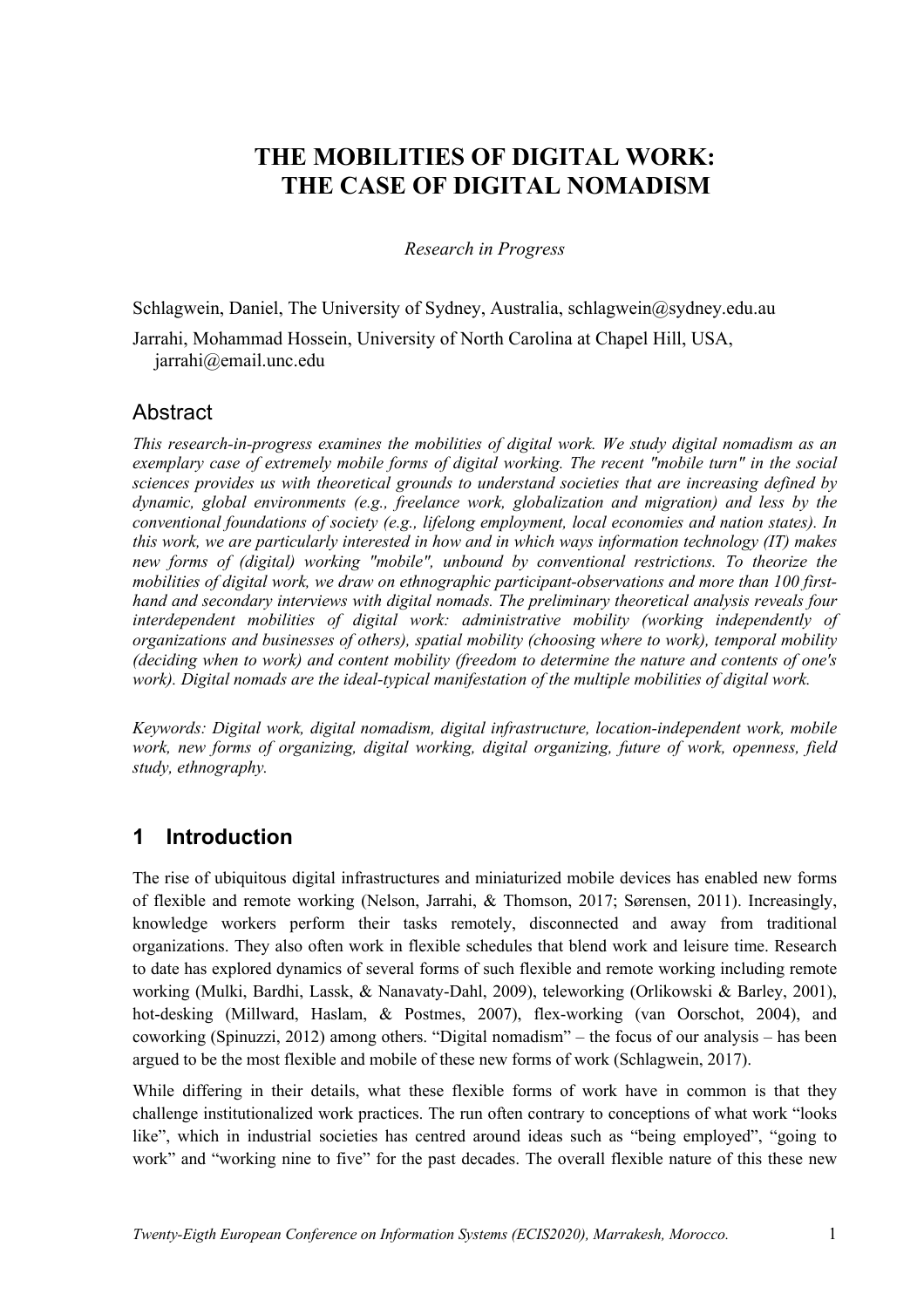# THE MOBILITIES OF DIGITAL WORK: THE CASE OF DIGITAL NOMADISM

*Research in Progress*

Schlagwein, Daniel, The University of Sydney, Australia, schlagwein@sydney.edu.au

Jarrahi, Mohammad Hossein, University of North Carolina at Chapel Hill, USA, jarrahi@email.unc.edu

## Abstract

*This research-in-progress examines the mobilities of digital work. We study digital nomadism as an exemplary case of extremely mobile forms of digital working. The recent "mobile turn" in the social sciences provides us with theoretical grounds to understand societies that are increasing defined by dynamic, global environments (e.g., freelance work, globalization and migration) and less by the conventional foundations of society (e.g., lifelong employment, local economies and nation states). In this work, we are particularly interested in how and in which ways information technology (IT) makes new forms of (digital) working "mobile", unbound by conventional restrictions. To theorize the mobilities of digital work, we draw on ethnographic participant-observations and more than 100 first-hand and secondary interviews with digital nomads. The preliminary theoretical analysis reveals four interdependent mobilities of digital work: administrative mobility (working independently of organizations and businesses of others), spatial mobility (choosing where to work), temporal mobility (deciding when to work) and content mobility (freedom to determine the nature and contents of one's work). Digital nomads are the ideal-typical manifestation of the multiple mobilities of digital work.*

*Keywords: Digital work, digital nomadism, digital infrastructure, location-independent work, mobile work, new forms of organizing, digital working, digital organizing, future of work, openness, field study, ethnography.*

## 1 Introduction

The rise of ubiquitous digital infrastructures and miniaturized mobile devices has enabled new forms of flexible and remote working (Nelson, Jarrahi, & Thomson, 2017; Sørensen, 2011). Increasingly, knowledge workers perform their tasks remotely, disconnected and away from traditional organizations. They also often work in flexible schedules that blend work and leisure time. Research to date has explored dynamics of several forms of such flexible and remote working including remote working (Mulki, Bardhi, Lassk, & Nanavaty-Dahl, 2009), teleworking (Orlikowski & Barley, 2001), hot-desking (Millward, Haslam, & Postmes, 2007), flex-working (van Oorschot, 2004), and coworking (Spinuzzi, 2012) among others. "Digital nomadism" – the focus of our analysis – has been argued to be the most flexible and mobile of these new forms of work (Schlagwein, 2017).

While differing in their details, what these flexible forms of work have in common is that they challenge institutionalized work practices. The run often contrary to conceptions of what work "looks like", which in industrial societies has centred around ideas such as "being employed", "going to work" and "working nine to five" for the past decades. The overall flexible nature of this these new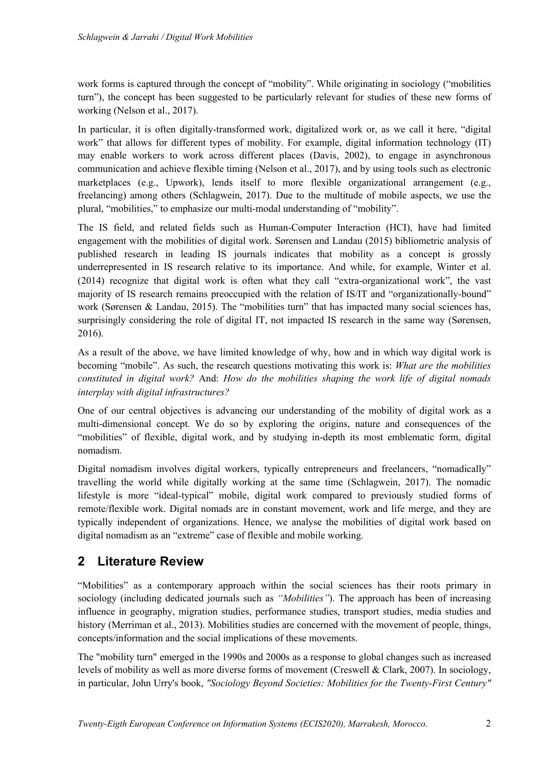work forms is captured through the concept of "mobility". While originating in sociology ("mobilities turn"), the concept has been suggested to be particularly relevant for studies of these new forms of working (Nelson et al., 2017).

In particular, it is often digitally-transformed work, digitalized work or, as we call it here, "digital work" that allows for different types of mobility. For example, digital information technology (IT) may enable workers to work across different places (Davis, 2002), to engage in asynchronous communication and achieve flexible timing (Nelson et al., 2017), and by using tools such as electronic marketplaces (e.g., Upwork), lends itself to more flexible organizational arrangement (e.g., freelancing) among others (Schlagwein, 2017). Due to the multitude of mobile aspects, we use the plural, "mobilities," to emphasize our multi-modal understanding of "mobility".

The IS field, and related fields such as Human-Computer Interaction (HCI), have had limited engagement with the mobilities of digital work. Sørensen and Landau (2015) bibliometric analysis of published research in leading IS journals indicates that mobility as a concept is grossly underrepresented in IS research relative to its importance. And while, for example, Winter et al. (2014) recognize that digital work is often what they call "extra-organizational work", the vast majority of IS research remains preoccupied with the relation of IS/IT and "organizationally-bound" work (Sørensen & Landau, 2015). The "mobilities turn" that has impacted many social sciences has, surprisingly considering the role of digital IT, not impacted IS research in the same way (Sørensen, 2016).

As a result of the above, we have limited knowledge of why, how and in which way digital work is becoming "mobile". As such, the research questions motivating this work is: *What are the mobilities constituted in digital work?* And: *How do the mobilities shaping the work life of digital nomads interplay with digital infrastructures?*

One of our central objectives is advancing our understanding of the mobility of digital work as a multi-dimensional concept. We do so by exploring the origins, nature and consequences of the "mobilities" of flexible, digital work, and by studying in-depth its most emblematic form, digital nomadism.

Digital nomadism involves digital workers, typically entrepreneurs and freelancers, "nomadically" travelling the world while digitally working at the same time (Schlagwein, 2017). The nomadic lifestyle is more "ideal-typical" mobile, digital work compared to previously studied forms of remote/flexible work. Digital nomads are in constant movement, work and life merge, and they are typically independent of organizations. Hence, we analyse the mobilities of digital work based on digital nomadism as an "extreme" case of flexible and mobile working.

## 2 Literature Review

"Mobilities" as a contemporary approach within the social sciences has their roots primary in sociology (including dedicated journals such as *"Mobilities"*). The approach has been of increasing influence in geography, migration studies, performance studies, transport studies, media studies and history (Merriman et al., 2013). Mobilities studies are concerned with the movement of people, things, concepts/information and the social implications of these movements.

The "mobility turn" emerged in the 1990s and 2000s as a response to global changes such as increased levels of mobility as well as more diverse forms of movement (Creswell & Clark, 2007). In sociology, in particular, John Urry's book, *"Sociology Beyond Societies: Mobilities for the Twenty-First Century"*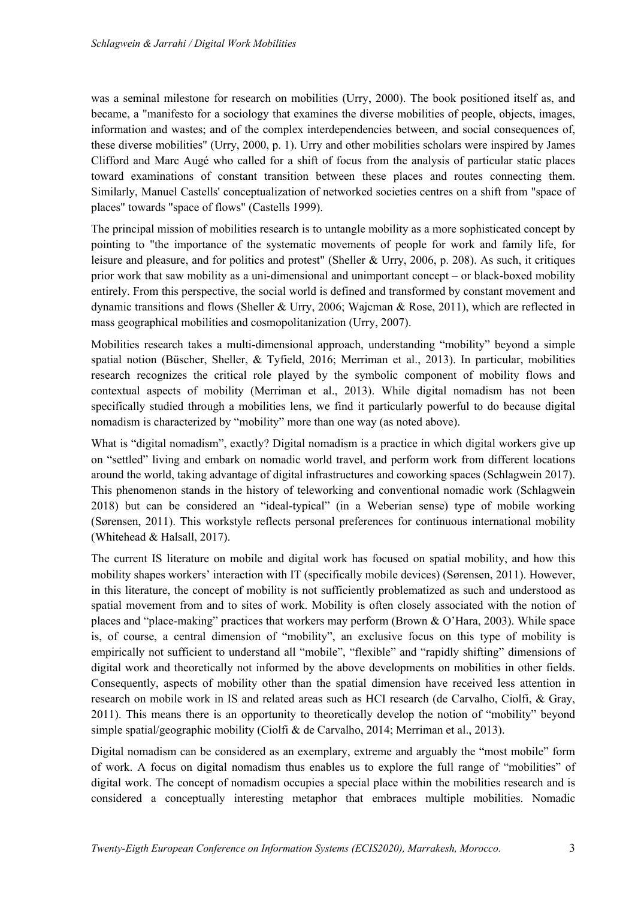was a seminal milestone for research on mobilities (Urry, 2000). The book positioned itself as, and became, a "manifesto for a sociology that examines the diverse mobilities of people, objects, images, information and wastes; and of the complex interdependencies between, and social consequences of, these diverse mobilities" (Urry, 2000, p. 1). Urry and other mobilities scholars were inspired by James Clifford and Marc Augé who called for a shift of focus from the analysis of particular static places toward examinations of constant transition between these places and routes connecting them. Similarly, Manuel Castells' conceptualization of networked societies centres on a shift from "space of places" towards "space of flows" (Castells 1999).

The principal mission of mobilities research is to untangle mobility as a more sophisticated concept by pointing to "the importance of the systematic movements of people for work and family life, for leisure and pleasure, and for politics and protest" (Sheller & Urry, 2006, p. 208). As such, it critiques prior work that saw mobility as a uni-dimensional and unimportant concept – or black-boxed mobility entirely. From this perspective, the social world is defined and transformed by constant movement and dynamic transitions and flows (Sheller & Urry, 2006; Wajcman & Rose, 2011), which are reflected in mass geographical mobilities and cosmopolitanization (Urry, 2007).

Mobilities research takes a multi-dimensional approach, understanding "mobility" beyond a simple spatial notion (Büscher, Sheller, & Tyfield, 2016; Merriman et al., 2013). In particular, mobilities research recognizes the critical role played by the symbolic component of mobility flows and contextual aspects of mobility (Merriman et al., 2013). While digital nomadism has not been specifically studied through a mobilities lens, we find it particularly powerful to do because digital nomadism is characterized by "mobility" more than one way (as noted above).

What is "digital nomadism", exactly? Digital nomadism is a practice in which digital workers give up on "settled" living and embark on nomadic world travel, and perform work from different locations around the world, taking advantage of digital infrastructures and coworking spaces (Schlagwein 2017). This phenomenon stands in the history of teleworking and conventional nomadic work (Schlagwein 2018) but can be considered an "ideal-typical" (in a Weberian sense) type of mobile working (Sørensen, 2011). This workstyle reflects personal preferences for continuous international mobility (Whitehead & Halsall, 2017).

The current IS literature on mobile and digital work has focused on spatial mobility, and how this mobility shapes workers' interaction with IT (specifically mobile devices) (Sørensen, 2011). However, in this literature, the concept of mobility is not sufficiently problematized as such and understood as spatial movement from and to sites of work. Mobility is often closely associated with the notion of places and "place-making" practices that workers may perform (Brown & O'Hara, 2003). While space is, of course, a central dimension of "mobility", an exclusive focus on this type of mobility is empirically not sufficient to understand all "mobile", "flexible" and "rapidly shifting" dimensions of digital work and theoretically not informed by the above developments on mobilities in other fields. Consequently, aspects of mobility other than the spatial dimension have received less attention in research on mobile work in IS and related areas such as HCI research (de Carvalho, Ciolfi, & Gray, 2011). This means there is an opportunity to theoretically develop the notion of "mobility" beyond simple spatial/geographic mobility (Ciolfi & de Carvalho, 2014; Merriman et al., 2013).

Digital nomadism can be considered as an exemplary, extreme and arguably the "most mobile" form of work. A focus on digital nomadism thus enables us to explore the full range of "mobilities" of digital work. The concept of nomadism occupies a special place within the mobilities research and is considered a conceptually interesting metaphor that embraces multiple mobilities. Nomadic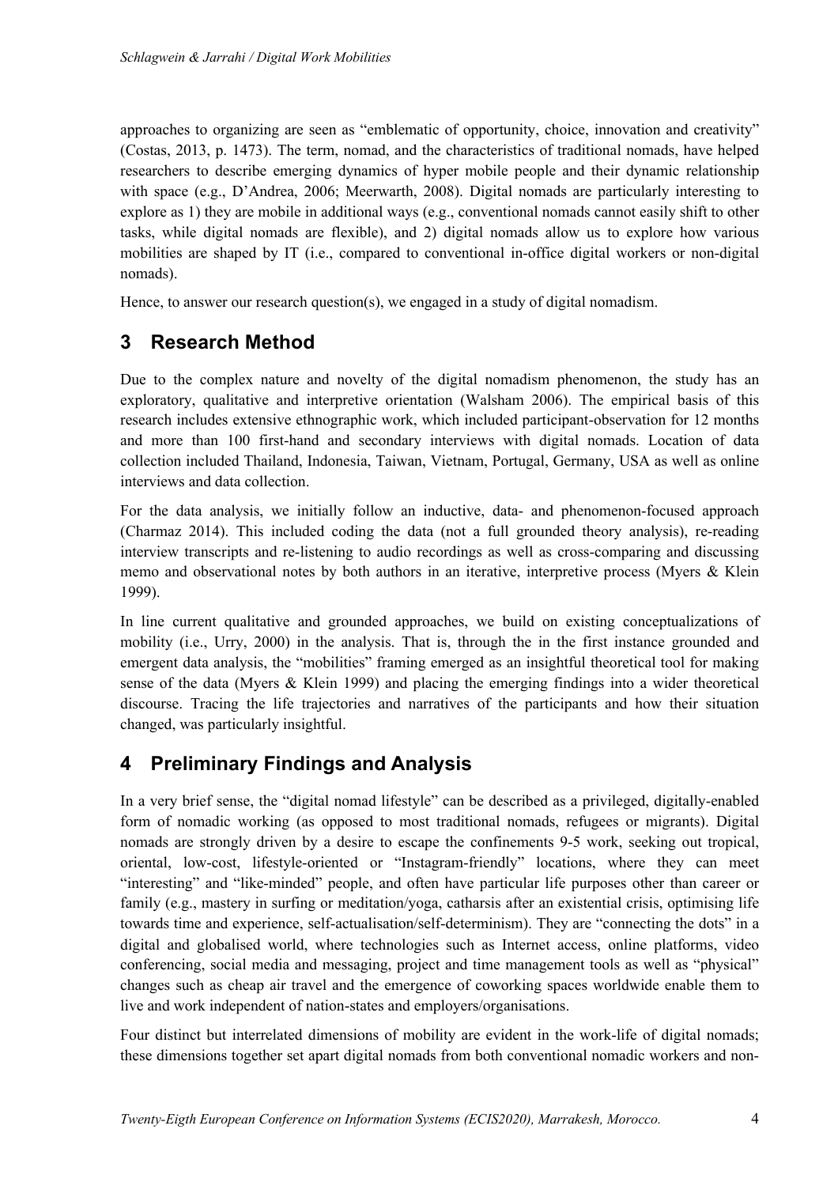approaches to organizing are seen as "emblematic of opportunity, choice, innovation and creativity" (Costas, 2013, p. 1473). The term, nomad, and the characteristics of traditional nomads, have helped researchers to describe emerging dynamics of hyper mobile people and their dynamic relationship with space (e.g., D'Andrea, 2006; Meerwarth, 2008). Digital nomads are particularly interesting to explore as 1) they are mobile in additional ways (e.g., conventional nomads cannot easily shift to other tasks, while digital nomads are flexible), and 2) digital nomads allow us to explore how various mobilities are shaped by IT (i.e., compared to conventional in-office digital workers or non-digital nomads).

Hence, to answer our research question(s), we engaged in a study of digital nomadism.

## 3 Research Method

Due to the complex nature and novelty of the digital nomadism phenomenon, the study has an exploratory, qualitative and interpretive orientation (Walsham 2006). The empirical basis of this research includes extensive ethnographic work, which included participant-observation for 12 months and more than 100 first-hand and secondary interviews with digital nomads. Location of data collection included Thailand, Indonesia, Taiwan, Vietnam, Portugal, Germany, USA as well as online interviews and data collection.

For the data analysis, we initially follow an inductive, data- and phenomenon-focused approach (Charmaz 2014). This included coding the data (not a full grounded theory analysis), re-reading interview transcripts and re-listening to audio recordings as well as cross-comparing and discussing memo and observational notes by both authors in an iterative, interpretive process (Myers & Klein 1999).

In line current qualitative and grounded approaches, we build on existing conceptualizations of mobility (i.e., Urry, 2000) in the analysis. That is, through the in the first instance grounded and emergent data analysis, the "mobilities" framing emerged as an insightful theoretical tool for making sense of the data (Myers & Klein 1999) and placing the emerging findings into a wider theoretical discourse. Tracing the life trajectories and narratives of the participants and how their situation changed, was particularly insightful.

## 4 Preliminary Findings and Analysis

In a very brief sense, the "digital nomad lifestyle" can be described as a privileged, digitally-enabled form of nomadic working (as opposed to most traditional nomads, refugees or migrants). Digital nomads are strongly driven by a desire to escape the confinements 9-5 work, seeking out tropical, oriental, low-cost, lifestyle-oriented or "Instagram-friendly" locations, where they can meet "interesting" and "like-minded" people, and often have particular life purposes other than career or family (e.g., mastery in surfing or meditation/yoga, catharsis after an existential crisis, optimising life towards time and experience, self-actualisation/self-determinism). They are "connecting the dots" in a digital and globalised world, where technologies such as Internet access, online platforms, video conferencing, social media and messaging, project and time management tools as well as "physical" changes such as cheap air travel and the emergence of coworking spaces worldwide enable them to live and work independent of nation-states and employers/organisations.

Four distinct but interrelated dimensions of mobility are evident in the work-life of digital nomads; these dimensions together set apart digital nomads from both conventional nomadic workers and non-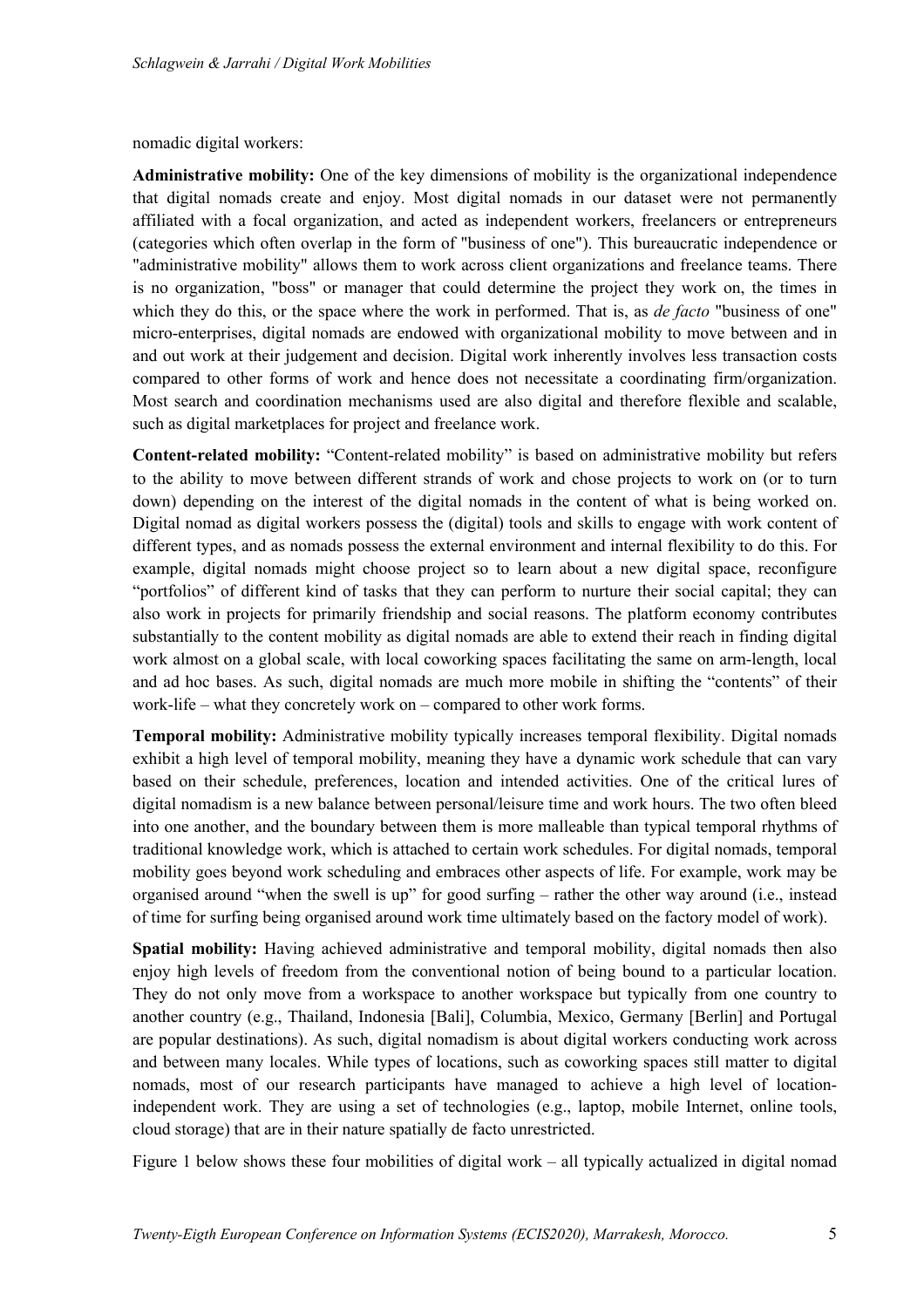nomadic digital workers:

**Administrative mobility:** One of the key dimensions of mobility is the organizational independence that digital nomads create and enjoy. Most digital nomads in our dataset were not permanently affiliated with a focal organization, and acted as independent workers, freelancers or entrepreneurs (categories which often overlap in the form of "business of one"). This bureaucratic independence or "administrative mobility" allows them to work across client organizations and freelance teams. There is no organization, "boss" or manager that could determine the project they work on, the times in which they do this, or the space where the work in performed. That is, as *de facto* "business of one" micro-enterprises, digital nomads are endowed with organizational mobility to move between and in and out work at their judgement and decision. Digital work inherently involves less transaction costs compared to other forms of work and hence does not necessitate a coordinating firm/organization. Most search and coordination mechanisms used are also digital and therefore flexible and scalable, such as digital marketplaces for project and freelance work.

**Content-related mobility:** "Content-related mobility" is based on administrative mobility but refers to the ability to move between different strands of work and chose projects to work on (or to turn down) depending on the interest of the digital nomads in the content of what is being worked on. Digital nomad as digital workers possess the (digital) tools and skills to engage with work content of different types, and as nomads possess the external environment and internal flexibility to do this. For example, digital nomads might choose project so to learn about a new digital space, reconfigure "portfolios" of different kind of tasks that they can perform to nurture their social capital; they can also work in projects for primarily friendship and social reasons. The platform economy contributes substantially to the content mobility as digital nomads are able to extend their reach in finding digital work almost on a global scale, with local coworking spaces facilitating the same on arm-length, local and ad hoc bases. As such, digital nomads are much more mobile in shifting the "contents" of their work-life – what they concretely work on – compared to other work forms.

**Temporal mobility:** Administrative mobility typically increases temporal flexibility. Digital nomads exhibit a high level of temporal mobility, meaning they have a dynamic work schedule that can vary based on their schedule, preferences, location and intended activities. One of the critical lures of digital nomadism is a new balance between personal/leisure time and work hours. The two often bleed into one another, and the boundary between them is more malleable than typical temporal rhythms of traditional knowledge work, which is attached to certain work schedules. For digital nomads, temporal mobility goes beyond work scheduling and embraces other aspects of life. For example, work may be organised around "when the swell is up" for good surfing – rather the other way around (i.e., instead of time for surfing being organised around work time ultimately based on the factory model of work).

**Spatial mobility:** Having achieved administrative and temporal mobility, digital nomads then also enjoy high levels of freedom from the conventional notion of being bound to a particular location. They do not only move from a workspace to another workspace but typically from one country to another country (e.g., Thailand, Indonesia [Bali], Columbia, Mexico, Germany [Berlin] and Portugal are popular destinations). As such, digital nomadism is about digital workers conducting work across and between many locales. While types of locations, such as coworking spaces still matter to digital nomads, most of our research participants have managed to achieve a high level of location-independent work. They are using a set of technologies (e.g., laptop, mobile Internet, online tools, cloud storage) that are in their nature spatially de facto unrestricted.

Figure 1 below shows these four mobilities of digital work – all typically actualized in digital nomad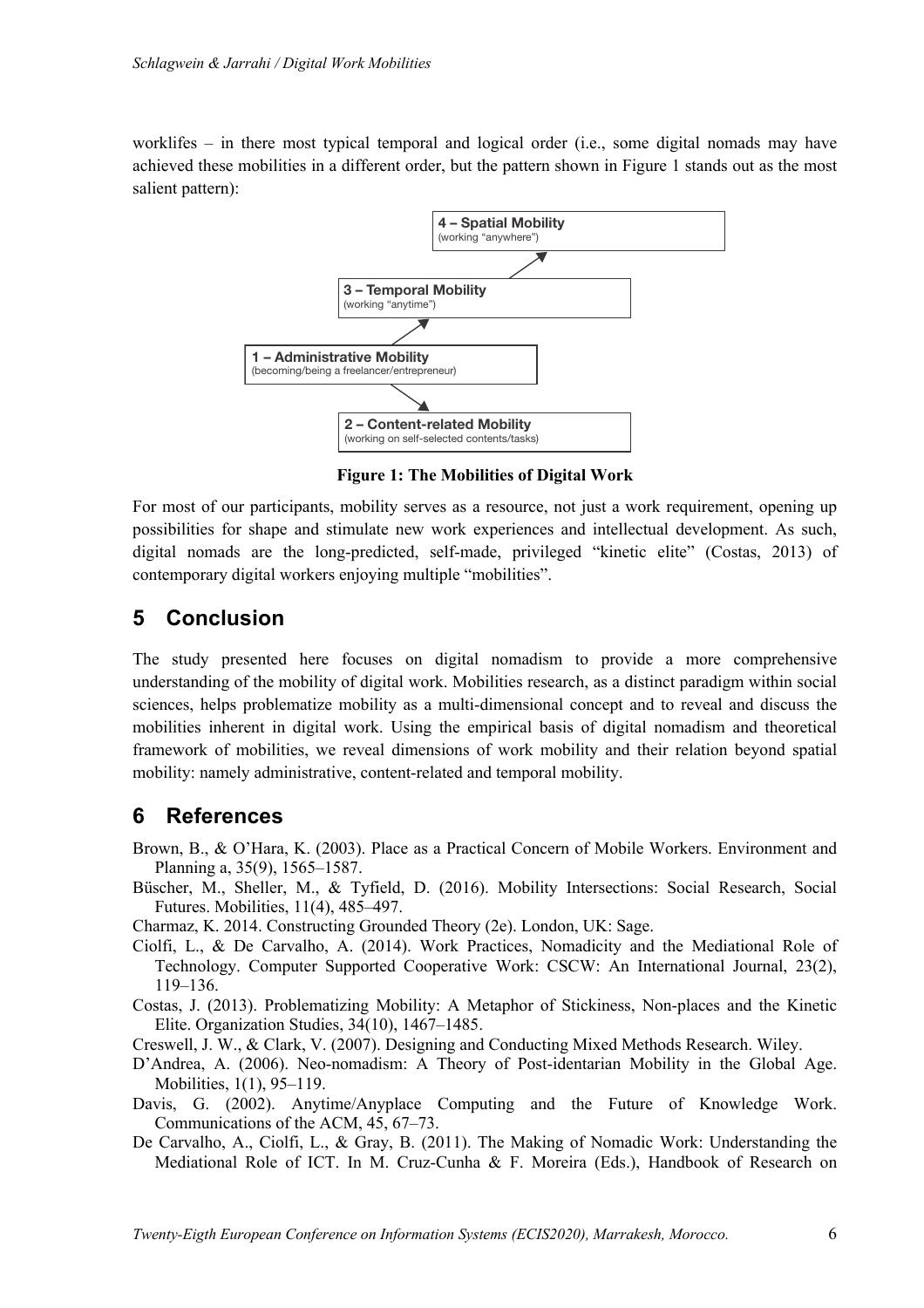worklifes – in there most typical temporal and logical order (i.e., some digital nomads may have achieved these mobilities in a different order, but the pattern shown in Figure 1 stands out as the most salient pattern):

**Figure 1: The Mobilities of Digital Work**

For most of our participants, mobility serves as a resource, not just a work requirement, opening up possibilities for shape and stimulate new work experiences and intellectual development. As such, digital nomads are the long-predicted, self-made, privileged "kinetic elite" (Costas, 2013) of contemporary digital workers enjoying multiple "mobilities".

# 5 Conclusion

The study presented here focuses on digital nomadism to provide a more comprehensive understanding of the mobility of digital work. Mobilities research, as a distinct paradigm within social sciences, helps problematize mobility as a multi-dimensional concept and to reveal and discuss the mobilities inherent in digital work. Using the empirical basis of digital nomadism and theoretical framework of mobilities, we reveal dimensions of work mobility and their relation beyond spatial mobility: namely administrative, content-related and temporal mobility.

# 6 References

Brown, B., & O'Hara, K. (2003). Place as a Practical Concern of Mobile Workers. Environment and Planning a, 35(9), 1565–1587.

Büscher, M., Sheller, M., & Tyfield, D. (2016). Mobility Intersections: Social Research, Social Futures. Mobilities, 11(4), 485–497.

Charmaz, K. 2014. Constructing Grounded Theory (2e). London, UK: Sage.

Ciolfi, L., & De Carvalho, A. (2014). Work Practices, Nomadicity and the Mediational Role of Technology. Computer Supported Cooperative Work: CSCW: An International Journal, 23(2), 119–136.

Costas, J. (2013). Problematizing Mobility: A Metaphor of Stickiness, Non-places and the Kinetic Elite. Organization Studies, 34(10), 1467–1485.

Creswell, J. W., & Clark, V. (2007). Designing and Conducting Mixed Methods Research. Wiley.

D'Andrea, A. (2006). Neo-nomadism: A Theory of Post-identarian Mobility in the Global Age. Mobilities, 1(1), 95–119.

Davis, G. (2002). Anytime/Anyplace Computing and the Future of Knowledge Work. Communications of the ACM, 45, 67–73.

De Carvalho, A., Ciolfi, L., & Gray, B. (2011). The Making of Nomadic Work: Understanding the Mediational Role of ICT. In M. Cruz-Cunha & F. Moreira (Eds.), Handbook of Research on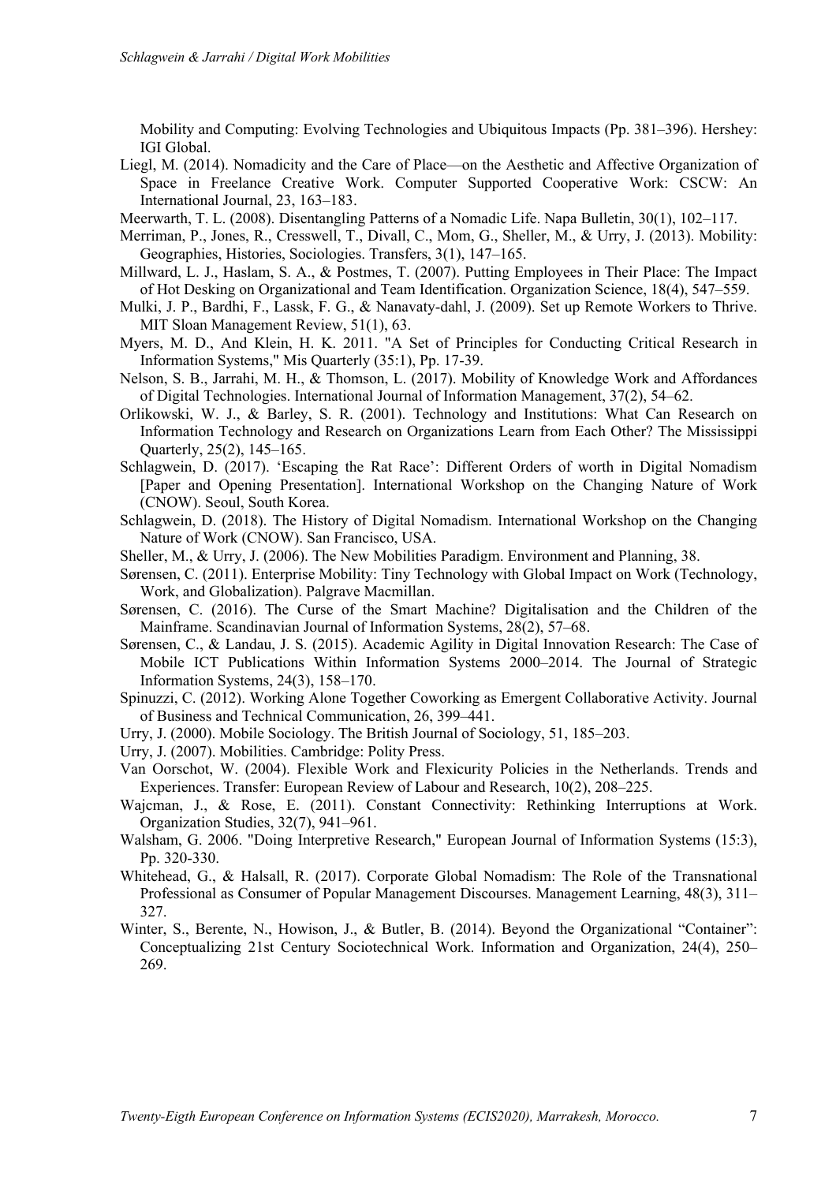Mobility and Computing: Evolving Technologies and Ubiquitous Impacts (Pp. 381–396). Hershey: IGI Global.

Liegl, M. (2014). Nomadicity and the Care of Place—on the Aesthetic and Affective Organization of Space in Freelance Creative Work. Computer Supported Cooperative Work: CSCW: An International Journal, 23, 163–183.

Meerwarth, T. L. (2008). Disentangling Patterns of a Nomadic Life. Napa Bulletin, 30(1), 102–117.

Merriman, P., Jones, R., Cresswell, T., Divall, C., Mom, G., Sheller, M., & Urry, J. (2013). Mobility: Geographies, Histories, Sociologies. Transfers, 3(1), 147–165.

Millward, L. J., Haslam, S. A., & Postmes, T. (2007). Putting Employees in Their Place: The Impact of Hot Desking on Organizational and Team Identification. Organization Science, 18(4), 547–559.

Mulki, J. P., Bardhi, F., Lassk, F. G., & Nanavaty-dahl, J. (2009). Set up Remote Workers to Thrive. MIT Sloan Management Review, 51(1), 63.

Myers, M. D., And Klein, H. K. 2011. "A Set of Principles for Conducting Critical Research in Information Systems," Mis Quarterly (35:1), Pp. 17-39.

Nelson, S. B., Jarrahi, M. H., & Thomson, L. (2017). Mobility of Knowledge Work and Affordances of Digital Technologies. International Journal of Information Management, 37(2), 54–62.

Orlikowski, W. J., & Barley, S. R. (2001). Technology and Institutions: What Can Research on Information Technology and Research on Organizations Learn from Each Other? The Mississippi Quarterly, 25(2), 145–165.

Schlagwein, D. (2017). 'Escaping the Rat Race': Different Orders of worth in Digital Nomadism [Paper and Opening Presentation]. International Workshop on the Changing Nature of Work (CNOW). Seoul, South Korea.

Schlagwein, D. (2018). The History of Digital Nomadism. International Workshop on the Changing Nature of Work (CNOW). San Francisco, USA.

Sheller, M., & Urry, J. (2006). The New Mobilities Paradigm. Environment and Planning, 38.

Sørensen, C. (2011). Enterprise Mobility: Tiny Technology with Global Impact on Work (Technology, Work, and Globalization). Palgrave Macmillan.

Sørensen, C. (2016). The Curse of the Smart Machine? Digitalisation and the Children of the Mainframe. Scandinavian Journal of Information Systems, 28(2), 57–68.

Sørensen, C., & Landau, J. S. (2015). Academic Agility in Digital Innovation Research: The Case of Mobile ICT Publications Within Information Systems 2000–2014. The Journal of Strategic Information Systems, 24(3), 158–170.

Spinuzzi, C. (2012). Working Alone Together Coworking as Emergent Collaborative Activity. Journal of Business and Technical Communication, 26, 399–441.

Urry, J. (2000). Mobile Sociology. The British Journal of Sociology, 51, 185–203.

Urry, J. (2007). Mobilities. Cambridge: Polity Press.

Van Oorschot, W. (2004). Flexible Work and Flexicurity Policies in the Netherlands. Trends and Experiences. Transfer: European Review of Labour and Research, 10(2), 208–225.

Wajcman, J., & Rose, E. (2011). Constant Connectivity: Rethinking Interruptions at Work. Organization Studies, 32(7), 941–961.

Walsham, G. 2006. "Doing Interpretive Research," European Journal of Information Systems (15:3), Pp. 320-330.

Whitehead, G., & Halsall, R. (2017). Corporate Global Nomadism: The Role of the Transnational Professional as Consumer of Popular Management Discourses. Management Learning, 48(3), 311–327.

Winter, S., Berente, N., Howison, J., & Butler, B. (2014). Beyond the Organizational "Container": Conceptualizing 21st Century Sociotechnical Work. Information and Organization, 24(4), 250–269.